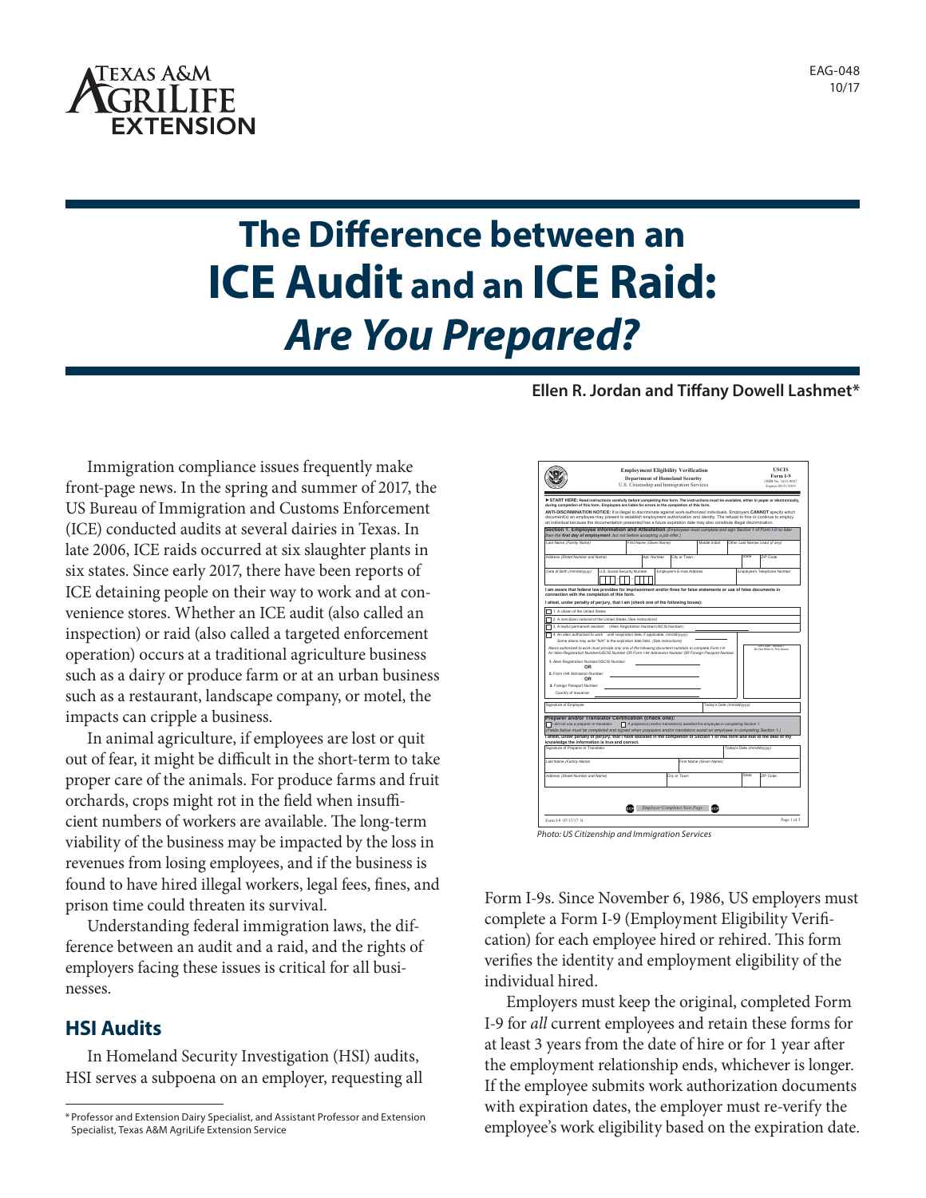# The Difference between an ICE Audit and an ICE Raid: *Are You Prepared?*

**Ellen R. Jordan and Tiffany Dowell Lashmet***

Immigration compliance issues frequently make front-page news. In the spring and summer of 2017, the US Bureau of Immigration and Customs Enforcement (ICE) conducted audits at several dairies in Texas. In late 2006, ICE raids occurred at six slaughter plants in six states. Since early 2017, there have been reports of ICE detaining people on their way to work and at convenience stores. Whether an ICE audit (also called an inspection) or raid (also called a targeted enforcement operation) occurs at a traditional agriculture business such as a dairy or produce farm or at an urban business such as a restaurant, landscape company, or motel, the impacts can cripple a business.

In animal agriculture, if employees are lost or quit out of fear, it might be difficult in the short-term to take proper care of the animals. For produce farms and fruit orchards, crops might rot in the field when insufficient numbers of workers are available. The long-term viability of the business may be impacted by the loss in revenues from losing employees, and if the business is found to have hired illegal workers, legal fees, fines, and prison time could threaten its survival.

Understanding federal immigration laws, the difference between an audit and a raid, and the rights of employers facing these issues is critical for all businesses.

## HSI Audits

In Homeland Security Investigation (HSI) audits, HSI serves a subpoena on an employer, requesting all Form I-9s. Since November 6, 1986, US employers must complete a Form I-9 (Employment Eligibility Verification) for each employee hired or rehired. This form verifies the identity and employment eligibility of the individual hired.

*Photo: US Citizenship and Immigration Services*

Employers must keep the original, completed Form I-9 for *all* current employees and retain these forms for at least 3 years from the date of hire or for 1 year after the employment relationship ends, whichever is longer. If the employee submits work authorization documents with expiration dates, the employer must re-verify the employee's work eligibility based on the expiration date.

\* Professor and Extension Dairy Specialist, and Assistant Professor and Extension Specialist, Texas A&M AgriLife Extension Service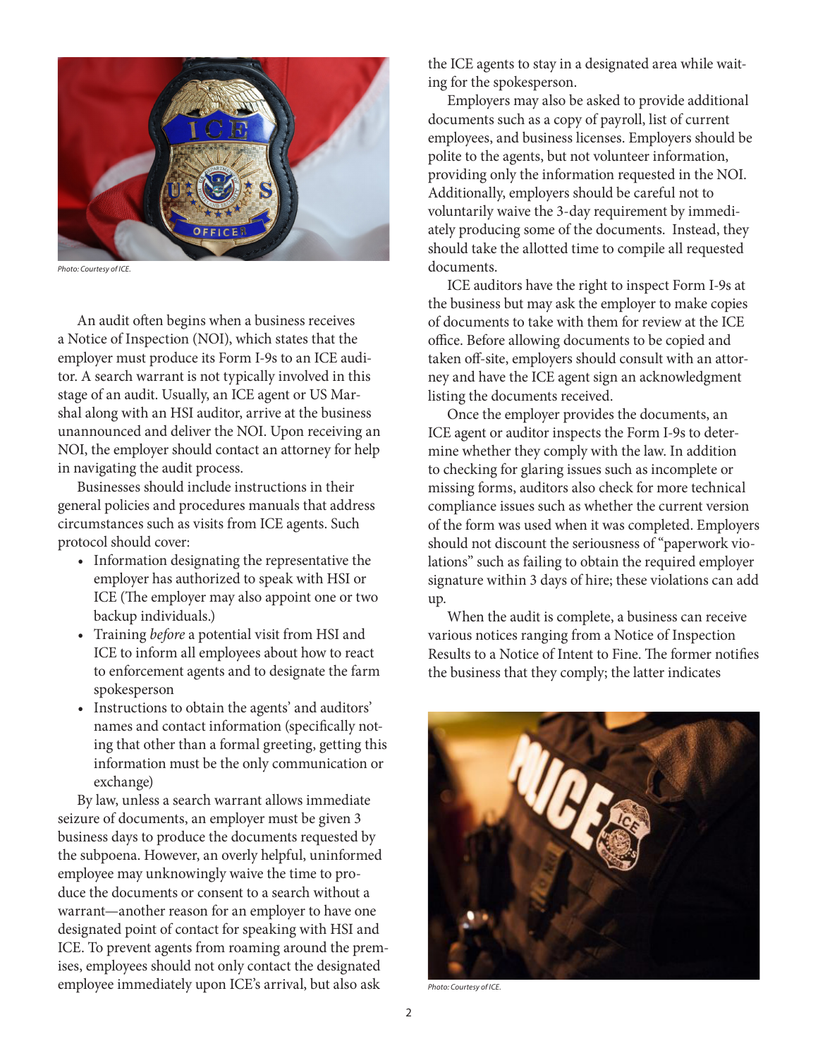Photo: Courtesy of ICE.

An audit often begins when a business receives a Notice of Inspection (NOI), which states that the employer must produce its Form I-9s to an ICE auditor. A search warrant is not typically involved in this stage of an audit. Usually, an ICE agent or US Marshal along with an HSI auditor, arrive at the business unannounced and deliver the NOI. Upon receiving an NOI, the employer should contact an attorney for help in navigating the audit process.

Businesses should include instructions in their general policies and procedures manuals that address circumstances such as visits from ICE agents. Such protocol should cover:

- Information designating the representative the employer has authorized to speak with HSI or ICE (The employer may also appoint one or two backup individuals.)
- Training *before* a potential visit from HSI and ICE to inform all employees about how to react to enforcement agents and to designate the farm spokesperson
- Instructions to obtain the agents' and auditors' names and contact information (specifically noting that other than a formal greeting, getting this information must be the only communication or exchange)

By law, unless a search warrant allows immediate seizure of documents, an employer must be given 3 business days to produce the documents requested by the subpoena. However, an overly helpful, uninformed employee may unknowingly waive the time to produce the documents or consent to a search without a warrant—another reason for an employer to have one designated point of contact for speaking with HSI and ICE. To prevent agents from roaming around the premises, employees should not only contact the designated employee immediately upon ICE's arrival, but also ask the ICE agents to stay in a designated area while waiting for the spokesperson.

Employers may also be asked to provide additional documents such as a copy of payroll, list of current employees, and business licenses. Employers should be polite to the agents, but not volunteer information, providing only the information requested in the NOI. Additionally, employers should be careful not to voluntarily waive the 3-day requirement by immediately producing some of the documents. Instead, they should take the allotted time to compile all requested documents.

ICE auditors have the right to inspect Form I-9s at the business but may ask the employer to make copies of documents to take with them for review at the ICE office. Before allowing documents to be copied and taken off-site, employers should consult with an attorney and have the ICE agent sign an acknowledgment listing the documents received.

Once the employer provides the documents, an ICE agent or auditor inspects the Form I-9s to determine whether they comply with the law. In addition to checking for glaring issues such as incomplete or missing forms, auditors also check for more technical compliance issues such as whether the current version of the form was used when it was completed. Employers should not discount the seriousness of "paperwork violations" such as failing to obtain the required employer signature within 3 days of hire; these violations can add up.

When the audit is complete, a business can receive various notices ranging from a Notice of Inspection Results to a Notice of Intent to Fine. The former notifies the business that they comply; the latter indicates

Photo: Courtesy of ICE.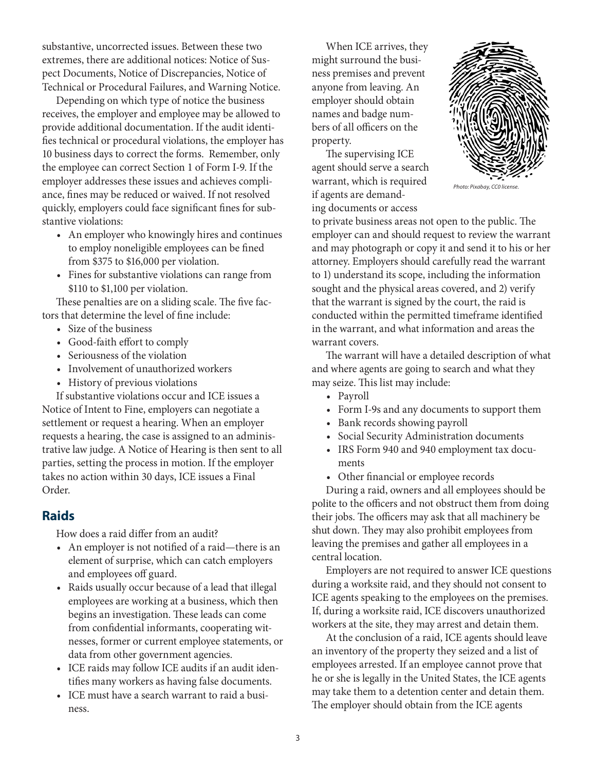substantive, uncorrected issues. Between these two extremes, there are additional notices: Notice of Suspect Documents, Notice of Discrepancies, Notice of Technical or Procedural Failures, and Warning Notice.

Depending on which type of notice the business receives, the employer and employee may be allowed to provide additional documentation. If the audit identifies technical or procedural violations, the employer has 10 business days to correct the forms. Remember, only the employee can correct Section 1 of Form I-9. If the employer addresses these issues and achieves compliance, fines may be reduced or waived. If not resolved quickly, employers could face significant fines for substantive violations:

- An employer who knowingly hires and continues to employ noneligible employees can be fined from $375 to $16,000 per violation.
- Fines for substantive violations can range from $110 to $1,100 per violation.

These penalties are on a sliding scale. The five factors that determine the level of fine include:

- Size of the business
- Good-faith effort to comply
- Seriousness of the violation
- Involvement of unauthorized workers
- History of previous violations

If substantive violations occur and ICE issues a Notice of Intent to Fine, employers can negotiate a settlement or request a hearing. When an employer requests a hearing, the case is assigned to an administrative law judge. A Notice of Hearing is then sent to all parties, setting the process in motion. If the employer takes no action within 30 days, ICE issues a Final Order.

## Raids

How does a raid differ from an audit?

- An employer is not notified of a raid—there is an element of surprise, which can catch employers and employees off guard.
- Raids usually occur because of a lead that illegal employees are working at a business, which then begins an investigation. These leads can come from confidential informants, cooperating witnesses, former or current employee statements, or data from other government agencies.
- ICE raids may follow ICE audits if an audit identifies many workers as having false documents.
- ICE must have a search warrant to raid a business.

When ICE arrives, they might surround the business premises and prevent anyone from leaving. An employer should obtain names and badge numbers of all officers on the property.

Photo: Pixabay, CC0 license.

The supervising ICE agent should serve a search warrant, which is required if agents are demanding documents or access to private business areas not open to the public. The employer can and should request to review the warrant and may photograph or copy it and send it to his or her attorney. Employers should carefully read the warrant to 1) understand its scope, including the information sought and the physical areas covered, and 2) verify that the warrant is signed by the court, the raid is conducted within the permitted timeframe identified in the warrant, and what information and areas the warrant covers.

The warrant will have a detailed description of what and where agents are going to search and what they may seize. This list may include:

- Payroll
- Form I-9s and any documents to support them
- Bank records showing payroll
- Social Security Administration documents
- IRS Form 940 and 940 employment tax documents
- Other financial or employee records

During a raid, owners and all employees should be polite to the officers and not obstruct them from doing their jobs. The officers may ask that all machinery be shut down. They may also prohibit employees from leaving the premises and gather all employees in a central location.

Employers are not required to answer ICE questions during a worksite raid, and they should not consent to ICE agents speaking to the employees on the premises. If, during a worksite raid, ICE discovers unauthorized workers at the site, they may arrest and detain them.

At the conclusion of a raid, ICE agents should leave an inventory of the property they seized and a list of employees arrested. If an employee cannot prove that he or she is legally in the United States, the ICE agents may take them to a detention center and detain them. The employer should obtain from the ICE agents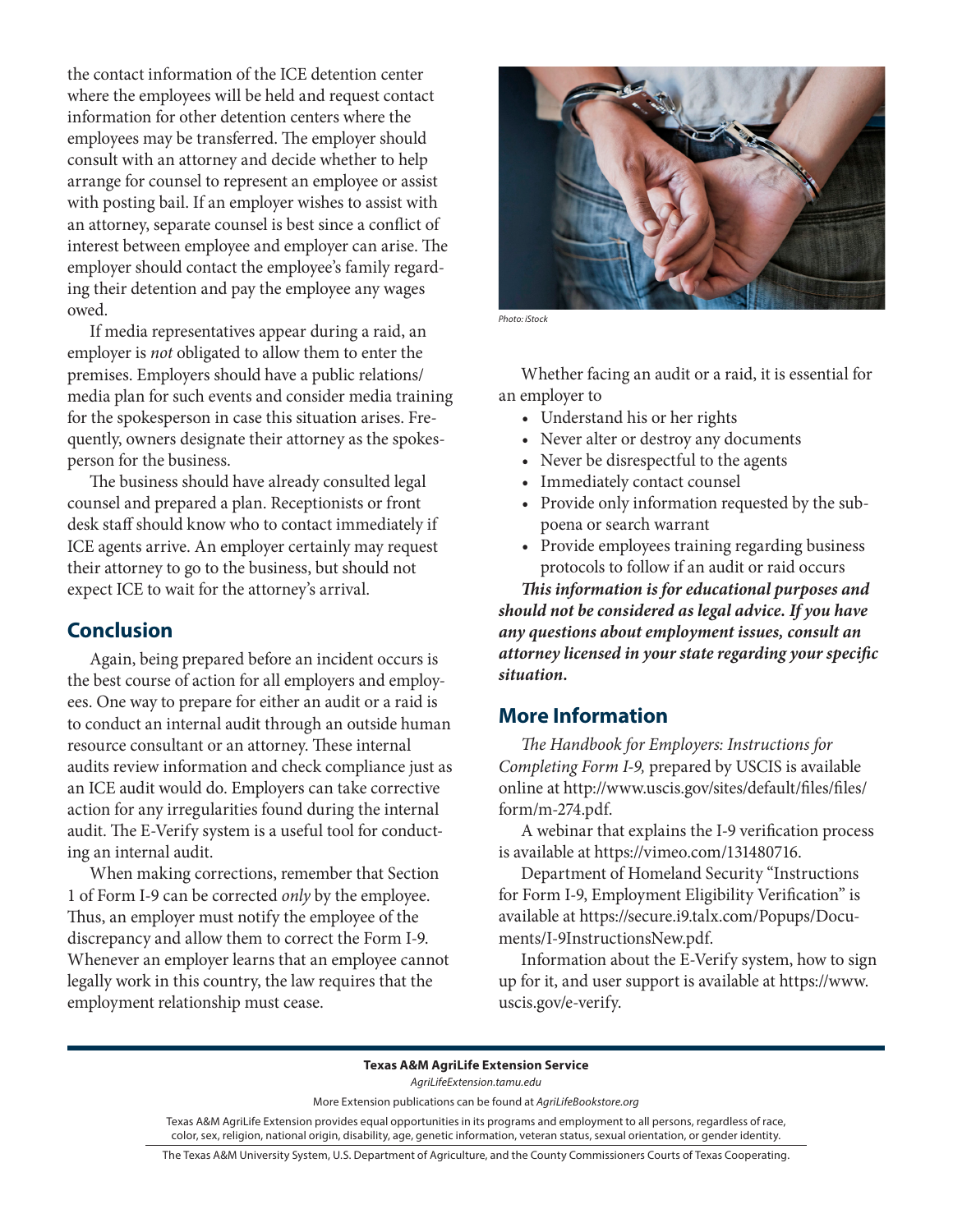the contact information of the ICE detention center where the employees will be held and request contact information for other detention centers where the employees may be transferred. The employer should consult with an attorney and decide whether to help arrange for counsel to represent an employee or assist with posting bail. If an employer wishes to assist with an attorney, separate counsel is best since a conflict of interest between employee and employer can arise. The employer should contact the employee's family regarding their detention and pay the employee any wages owed.

If media representatives appear during a raid, an employer is *not* obligated to allow them to enter the premises. Employers should have a public relations/media plan for such events and consider media training for the spokesperson in case this situation arises. Frequently, owners designate their attorney as the spokesperson for the business.

The business should have already consulted legal counsel and prepared a plan. Receptionists or front desk staff should know who to contact immediately if ICE agents arrive. An employer certainly may request their attorney to go to the business, but should not expect ICE to wait for the attorney's arrival.

## Conclusion

Again, being prepared before an incident occurs is the best course of action for all employers and employees. One way to prepare for either an audit or a raid is to conduct an internal audit through an outside human resource consultant or an attorney. These internal audits review information and check compliance just as an ICE audit would do. Employers can take corrective action for any irregularities found during the internal audit. The E-Verify system is a useful tool for conducting an internal audit.

When making corrections, remember that Section 1 of Form I-9 can be corrected *only* by the employee. Thus, an employer must notify the employee of the discrepancy and allow them to correct the Form I-9. Whenever an employer learns that an employee cannot legally work in this country, the law requires that the employment relationship must cease.

*Photo: iStock*

Whether facing an audit or a raid, it is essential for an employer to

- Understand his or her rights
- Never alter or destroy any documents
- Never be disrespectful to the agents
- Immediately contact counsel
- Provide only information requested by the subpoena or search warrant
- Provide employees training regarding business protocols to follow if an audit or raid occurs

***This information is for educational purposes and should not be considered as legal advice. If you have any questions about employment issues, consult an attorney licensed in your state regarding your specific situation.***

## More Information

*The Handbook for Employers: Instructions for Completing Form I-9,* prepared by USCIS is available online at http://www.uscis.gov/sites/default/files/files/form/m-274.pdf.

A webinar that explains the I-9 verification process is available at https://vimeo.com/131480716.

Department of Homeland Security "Instructions for Form I-9, Employment Eligibility Verification" is available at https://secure.i9.talx.com/Popups/Documents/I-9InstructionsNew.pdf.

Information about the E-Verify system, how to sign up for it, and user support is available at https://www.uscis.gov/e-verify.

**Texas A&M AgriLife Extension Service**

*AgriLifeExtension.tamu.edu*

More Extension publications can be found at *AgriLifeBookstore.org*

Texas A&M AgriLife Extension provides equal opportunities in its programs and employment to all persons, regardless of race, color, sex, religion, national origin, disability, age, genetic information, veteran status, sexual orientation, or gender identity.

The Texas A&M University System, U.S. Department of Agriculture, and the County Commissioners Courts of Texas Cooperating.